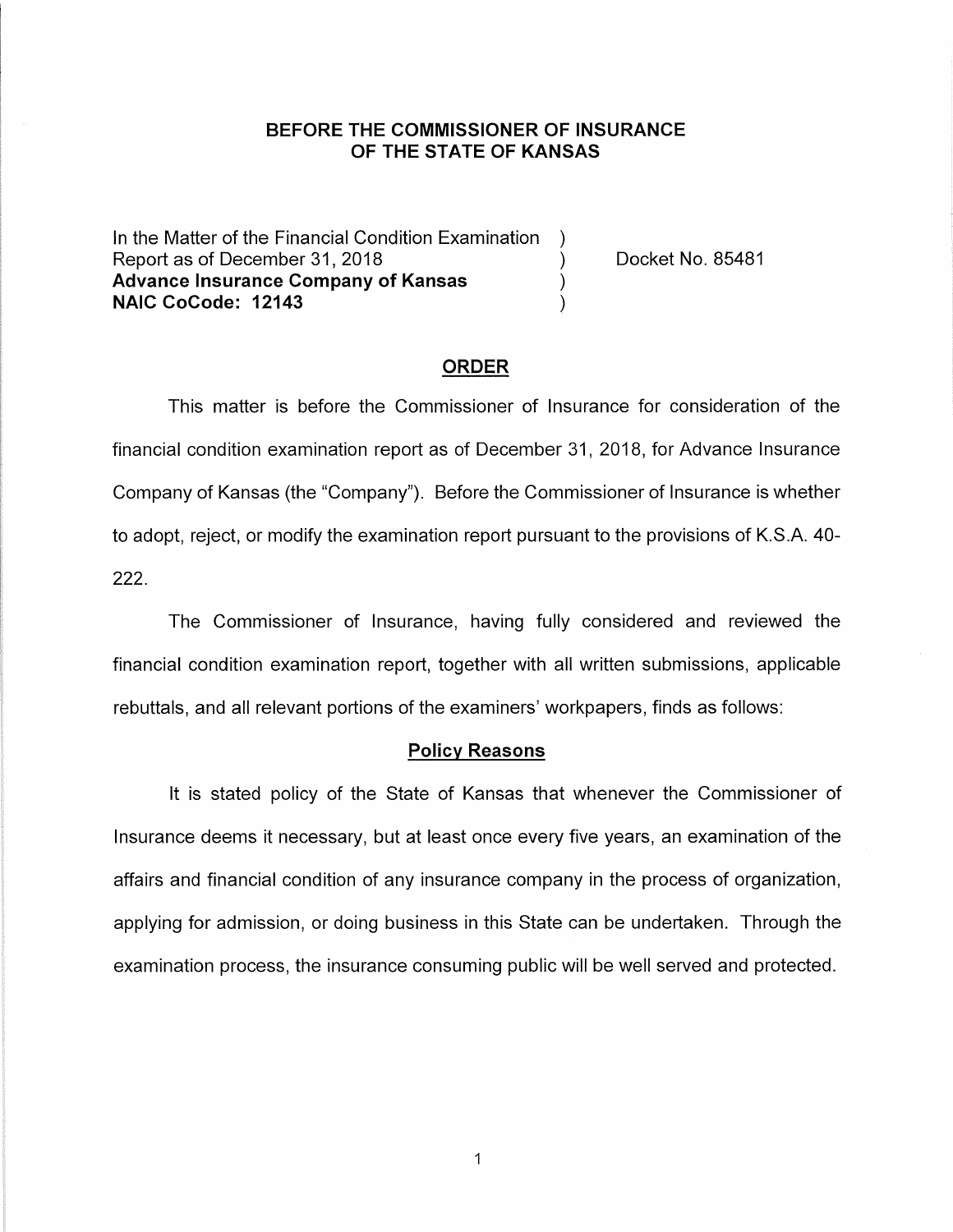**BEFORE THE COMMISSIONER OF INSURANCE**
**OF THE STATE OF KANSAS**

In the Matter of the Financial Condition Examination )
Report as of December 31, 2018 ) Docket No. 85481
**Advance Insurance Company of Kansas** )
**NAIC CoCode: 12143** )

## ORDER

This matter is before the Commissioner of Insurance for consideration of the financial condition examination report as of December 31, 2018, for Advance Insurance Company of Kansas (the "Company"). Before the Commissioner of Insurance is whether to adopt, reject, or modify the examination report pursuant to the provisions of K.S.A. 40-222.

The Commissioner of Insurance, having fully considered and reviewed the financial condition examination report, together with all written submissions, applicable rebuttals, and all relevant portions of the examiners' workpapers, finds as follows:

### Policy Reasons

It is stated policy of the State of Kansas that whenever the Commissioner of Insurance deems it necessary, but at least once every five years, an examination of the affairs and financial condition of any insurance company in the process of organization, applying for admission, or doing business in this State can be undertaken. Through the examination process, the insurance consuming public will be well served and protected.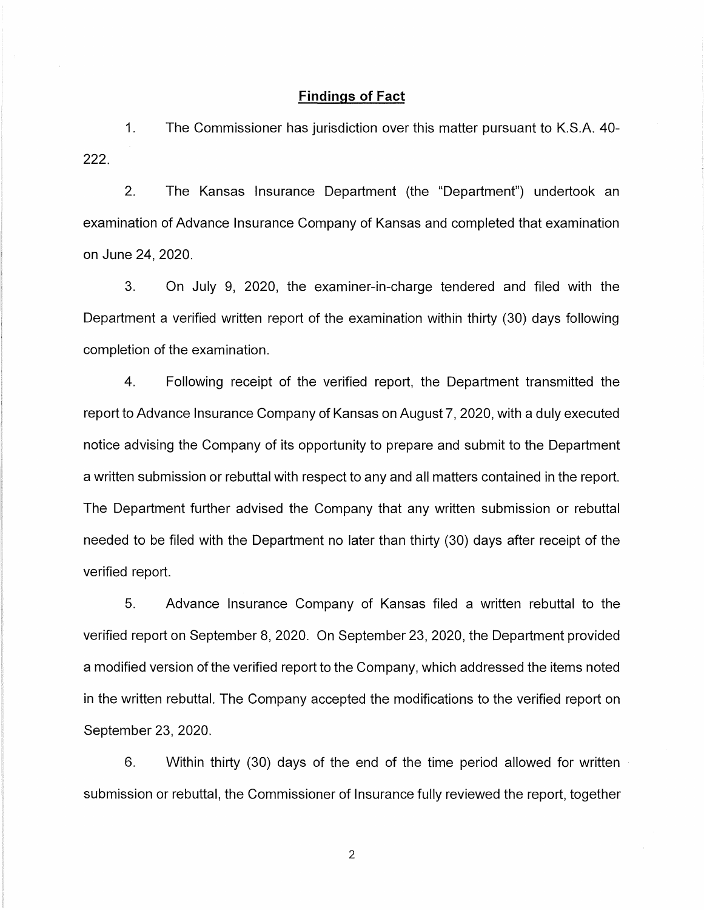## Findings of Fact

1. The Commissioner has jurisdiction over this matter pursuant to K.S.A. 40-222.

2. The Kansas Insurance Department (the "Department") undertook an examination of Advance Insurance Company of Kansas and completed that examination on June 24, 2020.

3. On July 9, 2020, the examiner-in-charge tendered and filed with the Department a verified written report of the examination within thirty (30) days following completion of the examination.

4. Following receipt of the verified report, the Department transmitted the report to Advance Insurance Company of Kansas on August 7, 2020, with a duly executed notice advising the Company of its opportunity to prepare and submit to the Department a written submission or rebuttal with respect to any and all matters contained in the report. The Department further advised the Company that any written submission or rebuttal needed to be filed with the Department no later than thirty (30) days after receipt of the verified report.

5. Advance Insurance Company of Kansas filed a written rebuttal to the verified report on September 8, 2020. On September 23, 2020, the Department provided a modified version of the verified report to the Company, which addressed the items noted in the written rebuttal. The Company accepted the modifications to the verified report on September 23, 2020.

6. Within thirty (30) days of the end of the time period allowed for written submission or rebuttal, the Commissioner of Insurance fully reviewed the report, together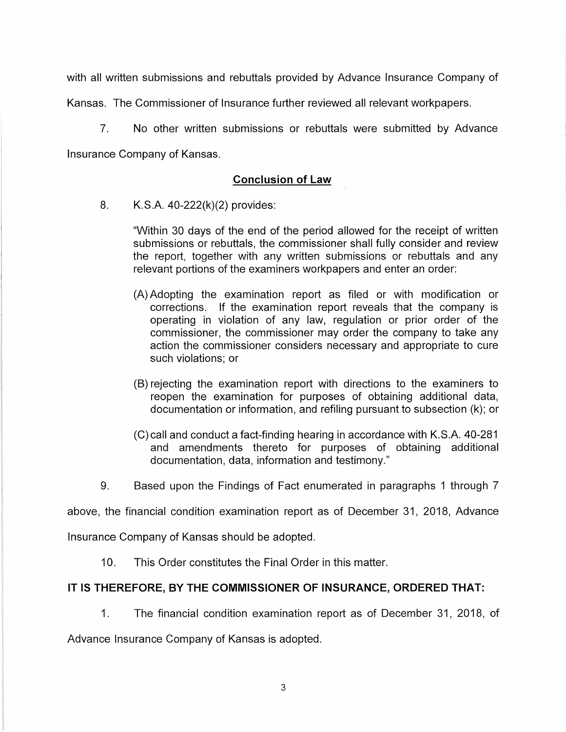with all written submissions and rebuttals provided by Advance Insurance Company of Kansas. The Commissioner of Insurance further reviewed all relevant workpapers.

7. No other written submissions or rebuttals were submitted by Advance Insurance Company of Kansas.

## Conclusion of Law

8. K.S.A. 40-222(k)(2) provides:

> "Within 30 days of the end of the period allowed for the receipt of written submissions or rebuttals, the commissioner shall fully consider and review the report, together with any written submissions or rebuttals and any relevant portions of the examiners workpapers and enter an order:
>
> (A) Adopting the examination report as filed or with modification or corrections. If the examination report reveals that the company is operating in violation of any law, regulation or prior order of the commissioner, the commissioner may order the company to take any action the commissioner considers necessary and appropriate to cure such violations; or
>
> (B) rejecting the examination report with directions to the examiners to reopen the examination for purposes of obtaining additional data, documentation or information, and refiling pursuant to subsection (k); or
>
> (C) call and conduct a fact-finding hearing in accordance with K.S.A. 40-281 and amendments thereto for purposes of obtaining additional documentation, data, information and testimony."

9. Based upon the Findings of Fact enumerated in paragraphs 1 through 7 above, the financial condition examination report as of December 31, 2018, Advance Insurance Company of Kansas should be adopted.

10. This Order constitutes the Final Order in this matter.

**IT IS THEREFORE, BY THE COMMISSIONER OF INSURANCE, ORDERED THAT:**

1. The financial condition examination report as of December 31, 2018, of Advance Insurance Company of Kansas is adopted.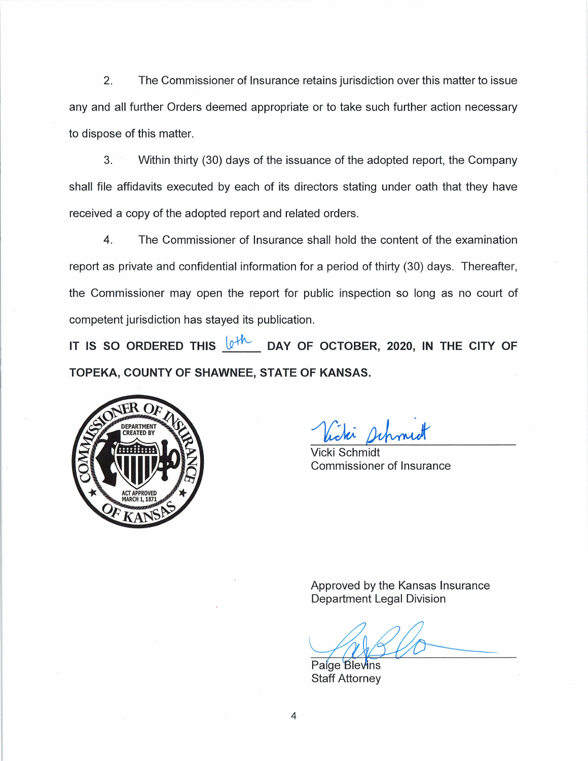2. The Commissioner of Insurance retains jurisdiction over this matter to issue any and all further Orders deemed appropriate or to take such further action necessary to dispose of this matter.

3. Within thirty (30) days of the issuance of the adopted report, the Company shall file affidavits executed by each of its directors stating under oath that they have received a copy of the adopted report and related orders.

4. The Commissioner of Insurance shall hold the content of the examination report as private and confidential information for a period of thirty (30) days. Thereafter, the Commissioner may open the report for public inspection so long as no court of competent jurisdiction has stayed its publication.

**IT IS SO ORDERED THIS 6th DAY OF OCTOBER, 2020, IN THE CITY OF TOPEKA, COUNTY OF SHAWNEE, STATE OF KANSAS.**

COMMISSIONER OF INSURANCE OF KANSAS
DEPARTMENT CREATED BY ACT APPROVED MARCH 1, 1871

Vicki Schmidt
Commissioner of Insurance

Approved by the Kansas Insurance Department Legal Division

Paige Blevins
Staff Attorney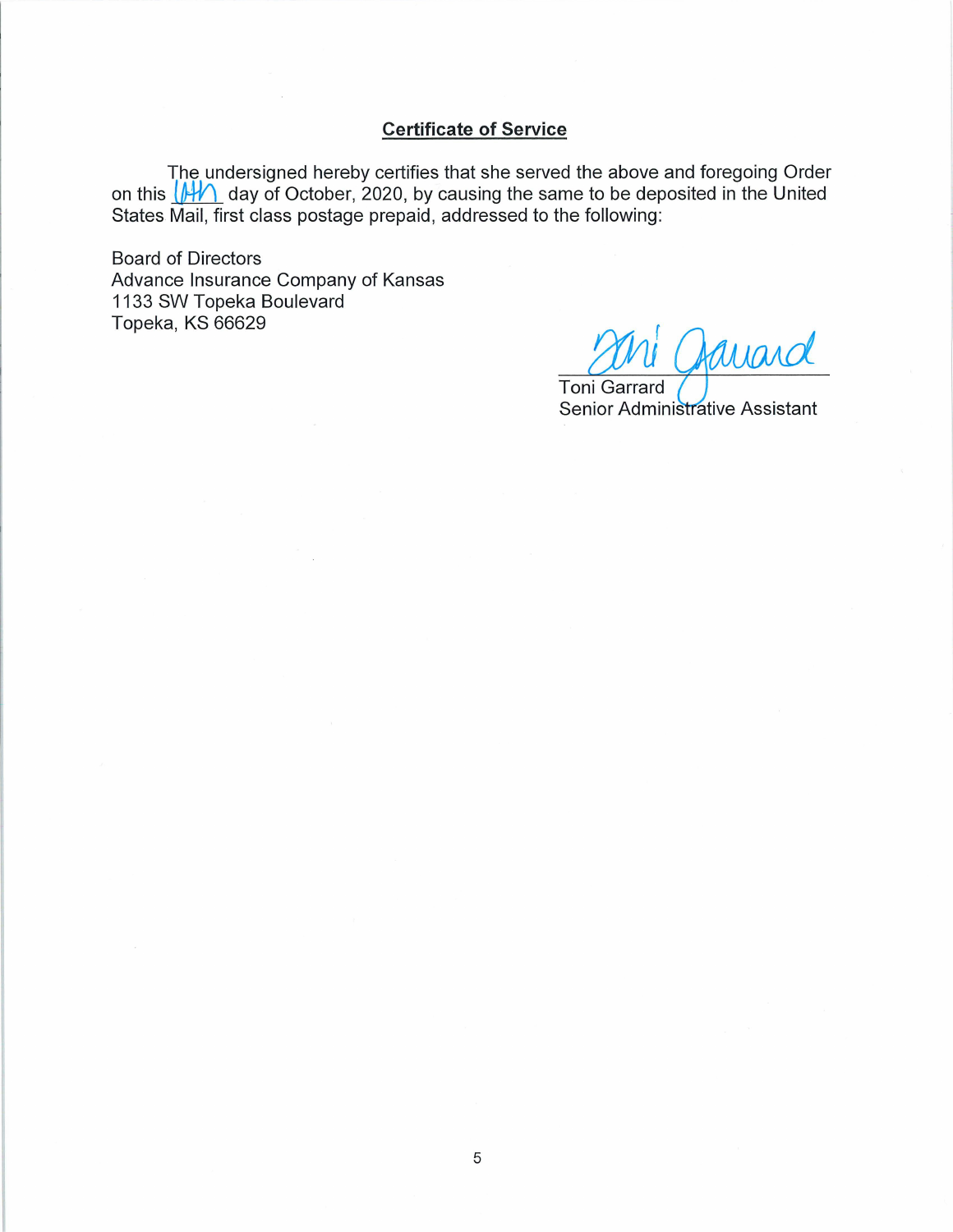## Certificate of Service

The undersigned hereby certifies that she served the above and foregoing Order on this 14th day of October, 2020, by causing the same to be deposited in the United States Mail, first class postage prepaid, addressed to the following:

Board of Directors
Advance Insurance Company of Kansas
1133 SW Topeka Boulevard
Topeka, KS 66629

Toni Garrard
Senior Administrative Assistant